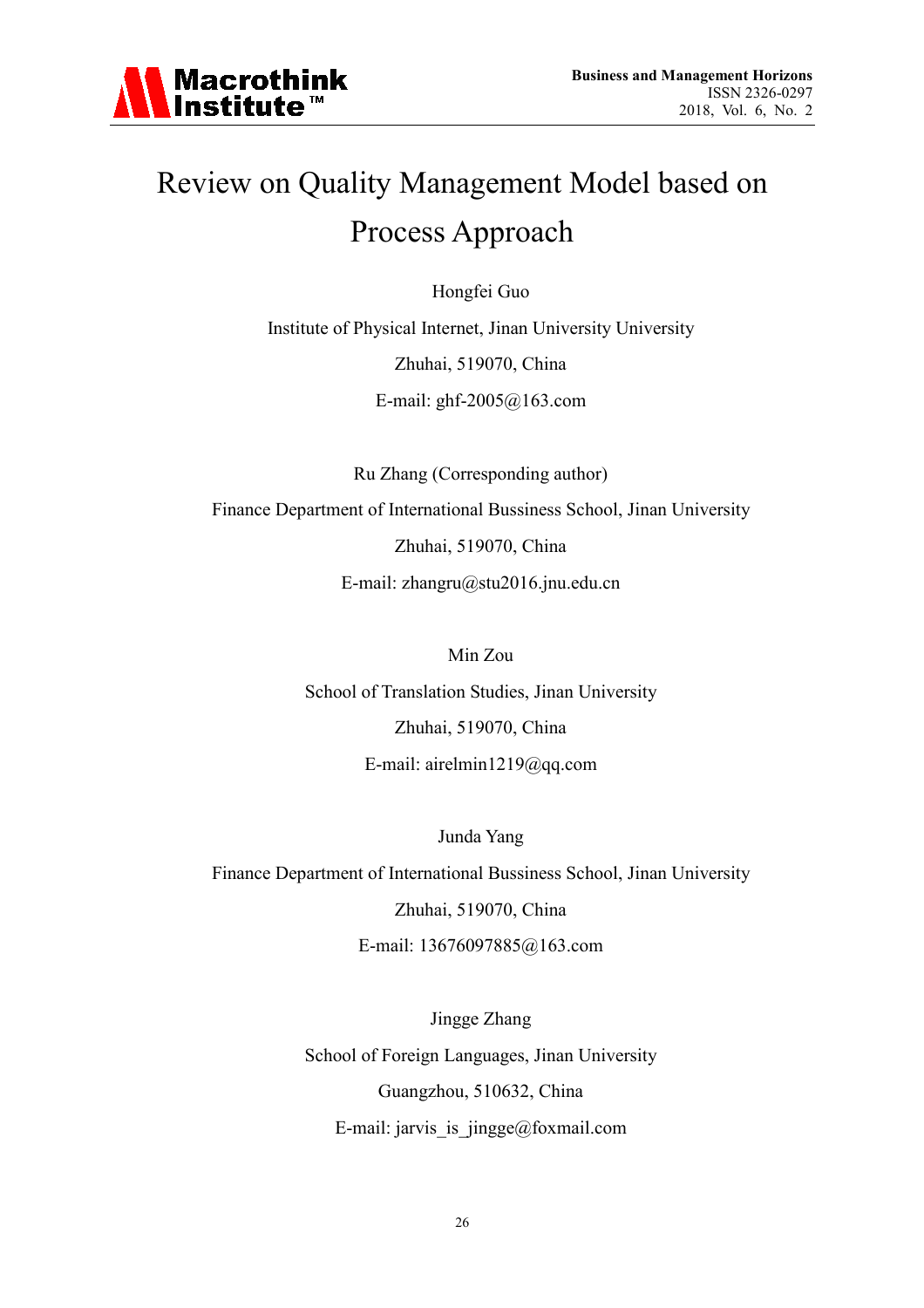# Review on Quality Management Model based on Process Approach

Hongfei Guo

Institute of Physical Internet, Jinan University University

Zhuhai, 519070, China

E-mail: ghf-2005@163.com

Ru Zhang (Corresponding author)

Finance Department of International Bussiness School, Jinan University

Zhuhai, 519070, China

E-mail: zhangru@stu2016.jnu.edu.cn

Min Zou

School of Translation Studies, Jinan University

Zhuhai, 519070, China

E-mail: airelmin1219@qq.com

Junda Yang

Finance Department of International Bussiness School, Jinan University

Zhuhai, 519070, China

E-mail: 13676097885@163.com

Jingge Zhang

School of Foreign Languages, Jinan University

Guangzhou, 510632, China

E-mail: jarvis_is_jingge@foxmail.com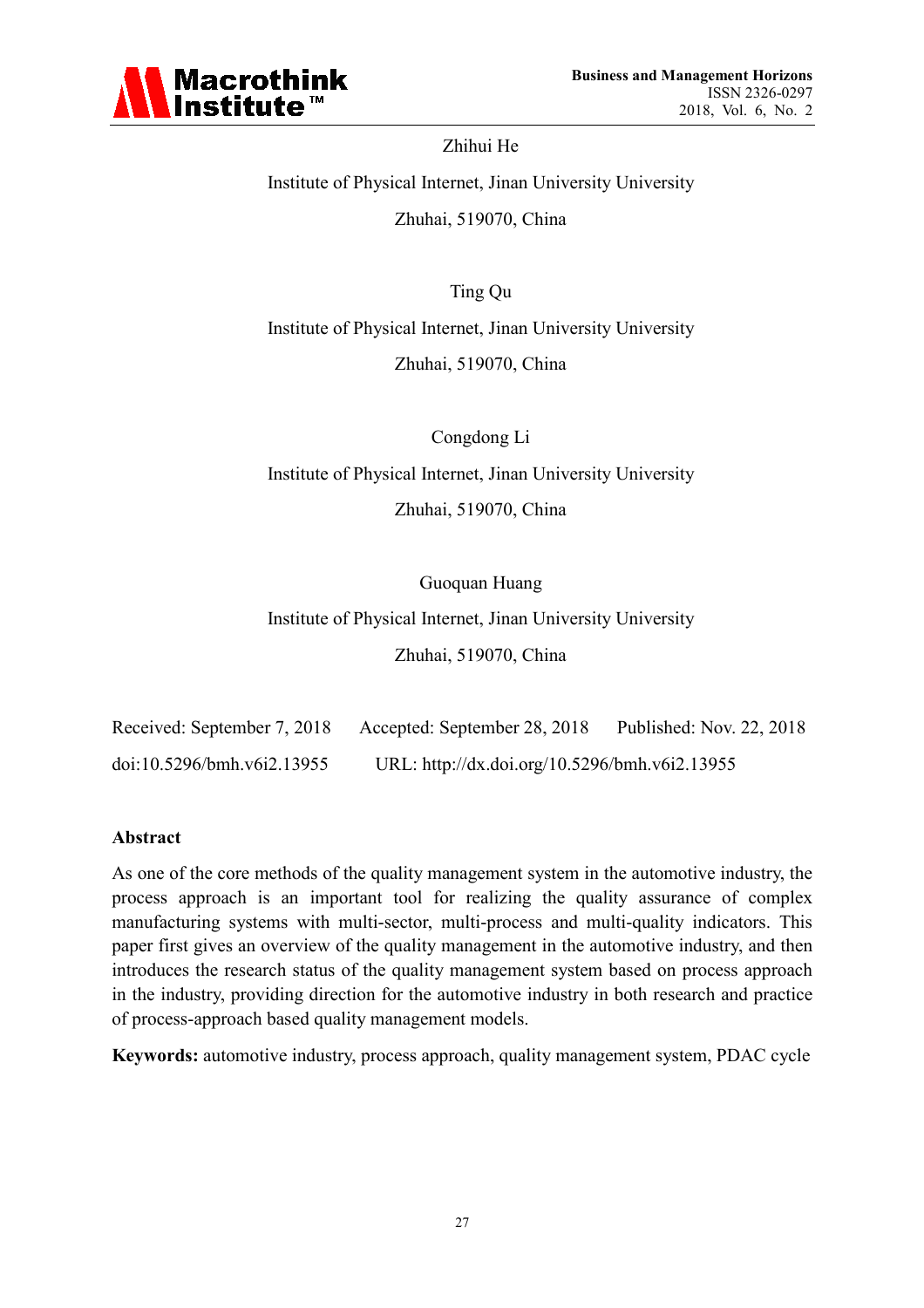Zhihui He

Institute of Physical Internet, Jinan University University

Zhuhai, 519070, China

Ting Qu

Institute of Physical Internet, Jinan University University

Zhuhai, 519070, China

Congdong Li

Institute of Physical Internet, Jinan University University

Zhuhai, 519070, China

Guoquan Huang

Institute of Physical Internet, Jinan University University

Zhuhai, 519070, China

Received: September 7, 2018 Accepted: September 28, 2018 Published: Nov. 22, 2018

doi:10.5296/bmh.v6i2.13955 URL: http://dx.doi.org/10.5296/bmh.v6i2.13955

**Abstract**

As one of the core methods of the quality management system in the automotive industry, the process approach is an important tool for realizing the quality assurance of complex manufacturing systems with multi-sector, multi-process and multi-quality indicators. This paper first gives an overview of the quality management in the automotive industry, and then introduces the research status of the quality management system based on process approach in the industry, providing direction for the automotive industry in both research and practice of process-approach based quality management models.

**Keywords:** automotive industry, process approach, quality management system, PDAC cycle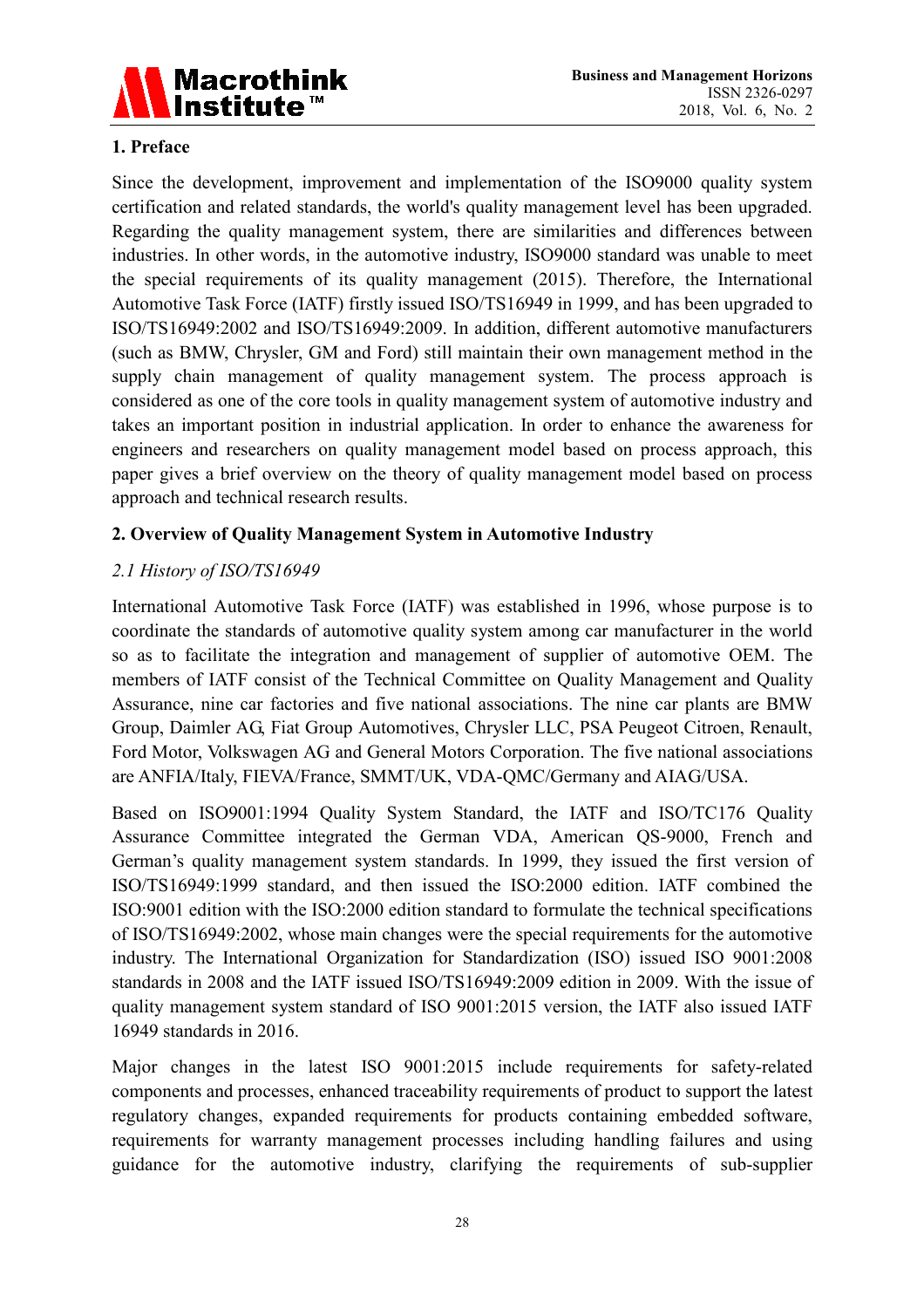## 1. Preface

Since the development, improvement and implementation of the ISO9000 quality system certification and related standards, the world's quality management level has been upgraded. Regarding the quality management system, there are similarities and differences between industries. In other words, in the automotive industry, ISO9000 standard was unable to meet the special requirements of its quality management (2015). Therefore, the International Automotive Task Force (IATF) firstly issued ISO/TS16949 in 1999, and has been upgraded to ISO/TS16949:2002 and ISO/TS16949:2009. In addition, different automotive manufacturers (such as BMW, Chrysler, GM and Ford) still maintain their own management method in the supply chain management of quality management system. The process approach is considered as one of the core tools in quality management system of automotive industry and takes an important position in industrial application. In order to enhance the awareness for engineers and researchers on quality management model based on process approach, this paper gives a brief overview on the theory of quality management model based on process approach and technical research results.

## 2. Overview of Quality Management System in Automotive Industry

### *2.1 History of ISO/TS16949*

International Automotive Task Force (IATF) was established in 1996, whose purpose is to coordinate the standards of automotive quality system among car manufacturer in the world so as to facilitate the integration and management of supplier of automotive OEM. The members of IATF consist of the Technical Committee on Quality Management and Quality Assurance, nine car factories and five national associations. The nine car plants are BMW Group, Daimler AG, Fiat Group Automotives, Chrysler LLC, PSA Peugeot Citroen, Renault, Ford Motor, Volkswagen AG and General Motors Corporation. The five national associations are ANFIA/Italy, FIEVA/France, SMMT/UK, VDA-QMC/Germany and AIAG/USA.

Based on ISO9001:1994 Quality System Standard, the IATF and ISO/TC176 Quality Assurance Committee integrated the German VDA, American QS-9000, French and German's quality management system standards. In 1999, they issued the first version of ISO/TS16949:1999 standard, and then issued the ISO:2000 edition. IATF combined the ISO:9001 edition with the ISO:2000 edition standard to formulate the technical specifications of ISO/TS16949:2002, whose main changes were the special requirements for the automotive industry. The International Organization for Standardization (ISO) issued ISO 9001:2008 standards in 2008 and the IATF issued ISO/TS16949:2009 edition in 2009. With the issue of quality management system standard of ISO 9001:2015 version, the IATF also issued IATF 16949 standards in 2016.

Major changes in the latest ISO 9001:2015 include requirements for safety-related components and processes, enhanced traceability requirements of product to support the latest regulatory changes, expanded requirements for products containing embedded software, requirements for warranty management processes including handling failures and using guidance for the automotive industry, clarifying the requirements of sub-supplier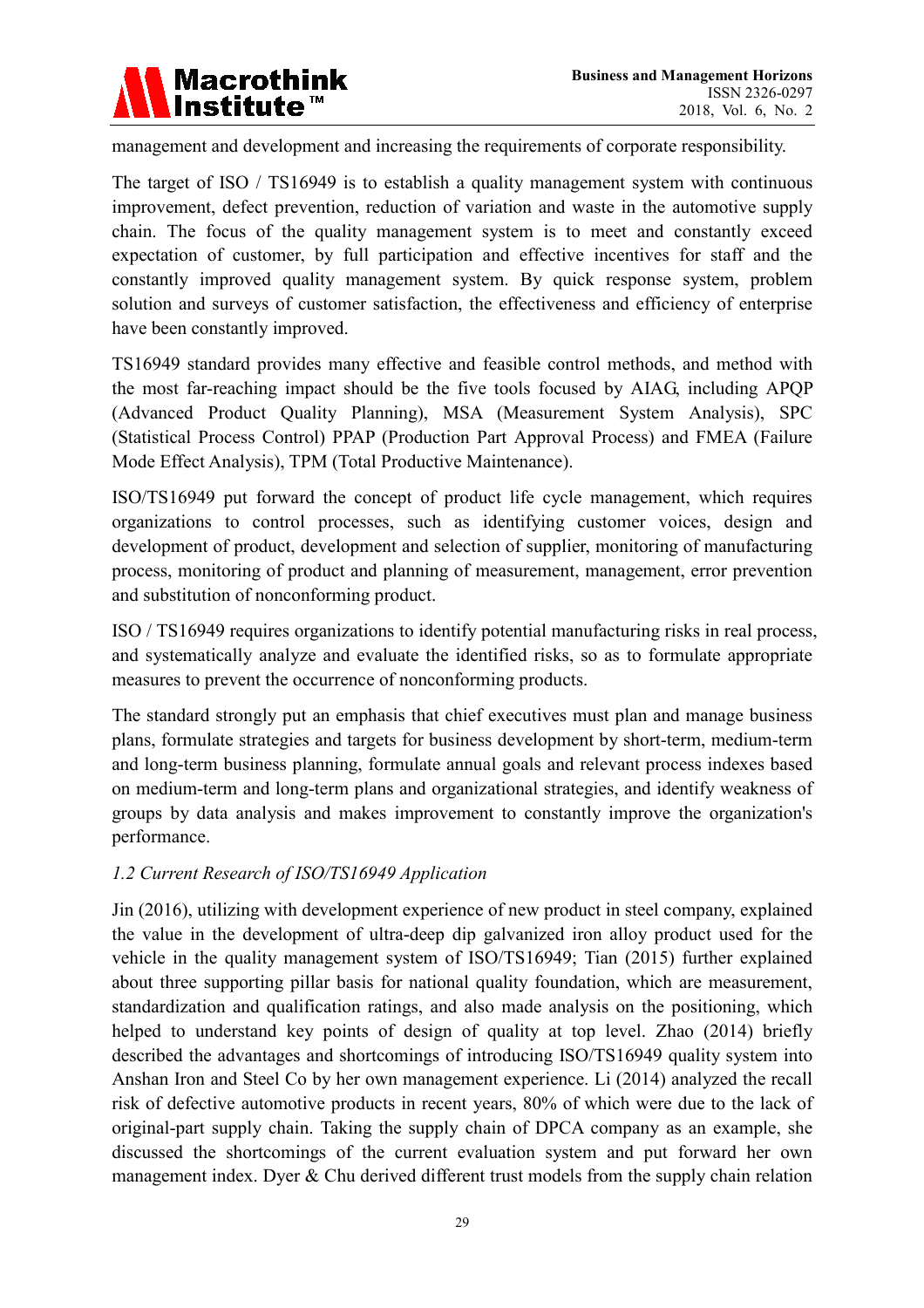management and development and increasing the requirements of corporate responsibility.

The target of ISO / TS16949 is to establish a quality management system with continuous improvement, defect prevention, reduction of variation and waste in the automotive supply chain. The focus of the quality management system is to meet and constantly exceed expectation of customer, by full participation and effective incentives for staff and the constantly improved quality management system. By quick response system, problem solution and surveys of customer satisfaction, the effectiveness and efficiency of enterprise have been constantly improved.

TS16949 standard provides many effective and feasible control methods, and method with the most far-reaching impact should be the five tools focused by AIAG, including APQP (Advanced Product Quality Planning), MSA (Measurement System Analysis), SPC (Statistical Process Control) PPAP (Production Part Approval Process) and FMEA (Failure Mode Effect Analysis), TPM (Total Productive Maintenance).

ISO/TS16949 put forward the concept of product life cycle management, which requires organizations to control processes, such as identifying customer voices, design and development of product, development and selection of supplier, monitoring of manufacturing process, monitoring of product and planning of measurement, management, error prevention and substitution of nonconforming product.

ISO / TS16949 requires organizations to identify potential manufacturing risks in real process, and systematically analyze and evaluate the identified risks, so as to formulate appropriate measures to prevent the occurrence of nonconforming products.

The standard strongly put an emphasis that chief executives must plan and manage business plans, formulate strategies and targets for business development by short-term, medium-term and long-term business planning, formulate annual goals and relevant process indexes based on medium-term and long-term plans and organizational strategies, and identify weakness of groups by data analysis and makes improvement to constantly improve the organization's performance.

### *1.2 Current Research of ISO/TS16949 Application*

Jin (2016), utilizing with development experience of new product in steel company, explained the value in the development of ultra-deep dip galvanized iron alloy product used for the vehicle in the quality management system of ISO/TS16949; Tian (2015) further explained about three supporting pillar basis for national quality foundation, which are measurement, standardization and qualification ratings, and also made analysis on the positioning, which helped to understand key points of design of quality at top level. Zhao (2014) briefly described the advantages and shortcomings of introducing ISO/TS16949 quality system into Anshan Iron and Steel Co by her own management experience. Li (2014) analyzed the recall risk of defective automotive products in recent years, 80% of which were due to the lack of original-part supply chain. Taking the supply chain of DPCA company as an example, she discussed the shortcomings of the current evaluation system and put forward her own management index. Dyer & Chu derived different trust models from the supply chain relation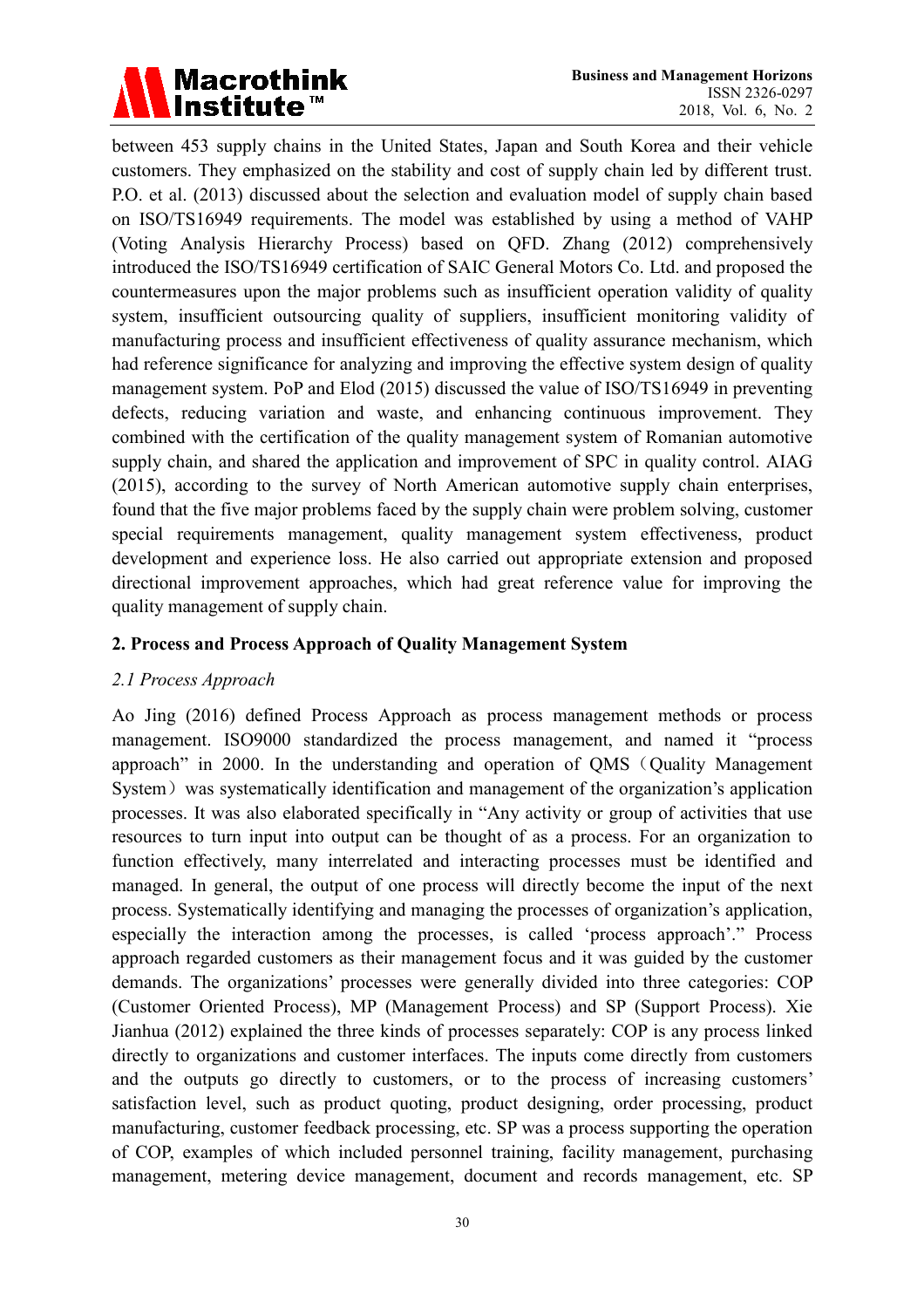between 453 supply chains in the United States, Japan and South Korea and their vehicle customers. They emphasized on the stability and cost of supply chain led by different trust. P.O. et al. (2013) discussed about the selection and evaluation model of supply chain based on ISO/TS16949 requirements. The model was established by using a method of VAHP (Voting Analysis Hierarchy Process) based on QFD. Zhang (2012) comprehensively introduced the ISO/TS16949 certification of SAIC General Motors Co. Ltd. and proposed the countermeasures upon the major problems such as insufficient operation validity of quality system, insufficient outsourcing quality of suppliers, insufficient monitoring validity of manufacturing process and insufficient effectiveness of quality assurance mechanism, which had reference significance for analyzing and improving the effective system design of quality management system. PoP and Elod (2015) discussed the value of ISO/TS16949 in preventing defects, reducing variation and waste, and enhancing continuous improvement. They combined with the certification of the quality management system of Romanian automotive supply chain, and shared the application and improvement of SPC in quality control. AIAG (2015), according to the survey of North American automotive supply chain enterprises, found that the five major problems faced by the supply chain were problem solving, customer special requirements management, quality management system effectiveness, product development and experience loss. He also carried out appropriate extension and proposed directional improvement approaches, which had great reference value for improving the quality management of supply chain.

## 2. Process and Process Approach of Quality Management System

### *2.1 Process Approach*

Ao Jing (2016) defined Process Approach as process management methods or process management. ISO9000 standardized the process management, and named it "process approach" in 2000. In the understanding and operation of QMS（Quality Management System）was systematically identification and management of the organization's application processes. It was also elaborated specifically in "Any activity or group of activities that use resources to turn input into output can be thought of as a process. For an organization to function effectively, many interrelated and interacting processes must be identified and managed. In general, the output of one process will directly become the input of the next process. Systematically identifying and managing the processes of organization's application, especially the interaction among the processes, is called 'process approach'." Process approach regarded customers as their management focus and it was guided by the customer demands. The organizations' processes were generally divided into three categories: COP (Customer Oriented Process), MP (Management Process) and SP (Support Process). Xie Jianhua (2012) explained the three kinds of processes separately: COP is any process linked directly to organizations and customer interfaces. The inputs come directly from customers and the outputs go directly to customers, or to the process of increasing customers' satisfaction level, such as product quoting, product designing, order processing, product manufacturing, customer feedback processing, etc. SP was a process supporting the operation of COP, examples of which included personnel training, facility management, purchasing management, metering device management, document and records management, etc. SP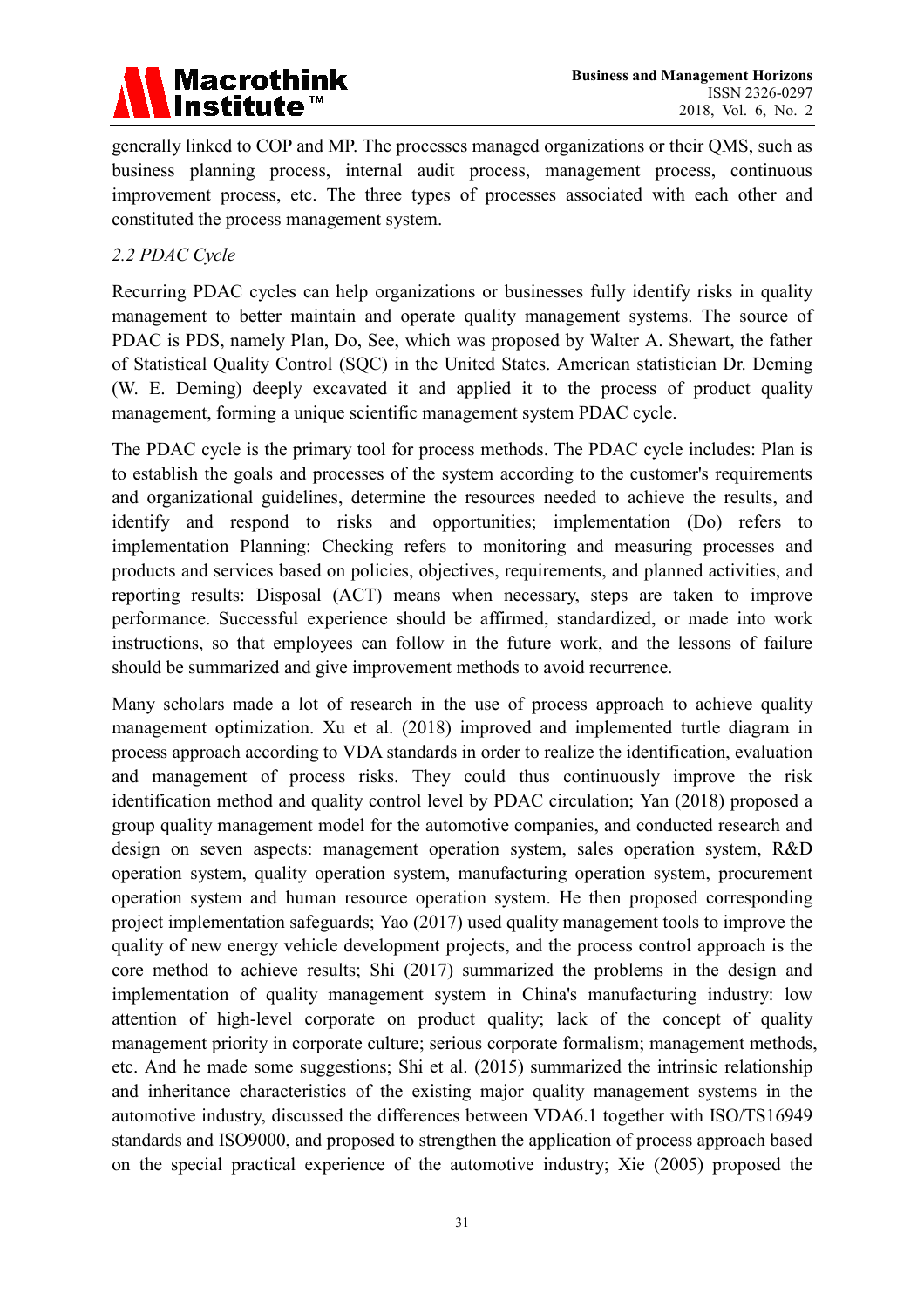generally linked to COP and MP. The processes managed organizations or their QMS, such as business planning process, internal audit process, management process, continuous improvement process, etc. The three types of processes associated with each other and constituted the process management system.

### *2.2 PDAC Cycle*

Recurring PDAC cycles can help organizations or businesses fully identify risks in quality management to better maintain and operate quality management systems. The source of PDAC is PDS, namely Plan, Do, See, which was proposed by Walter A. Shewart, the father of Statistical Quality Control (SQC) in the United States. American statistician Dr. Deming (W. E. Deming) deeply excavated it and applied it to the process of product quality management, forming a unique scientific management system PDAC cycle.

The PDAC cycle is the primary tool for process methods. The PDAC cycle includes: Plan is to establish the goals and processes of the system according to the customer's requirements and organizational guidelines, determine the resources needed to achieve the results, and identify and respond to risks and opportunities; implementation (Do) refers to implementation Planning: Checking refers to monitoring and measuring processes and products and services based on policies, objectives, requirements, and planned activities, and reporting results: Disposal (ACT) means when necessary, steps are taken to improve performance. Successful experience should be affirmed, standardized, or made into work instructions, so that employees can follow in the future work, and the lessons of failure should be summarized and give improvement methods to avoid recurrence.

Many scholars made a lot of research in the use of process approach to achieve quality management optimization. Xu et al. (2018) improved and implemented turtle diagram in process approach according to VDA standards in order to realize the identification, evaluation and management of process risks. They could thus continuously improve the risk identification method and quality control level by PDAC circulation; Yan (2018) proposed a group quality management model for the automotive companies, and conducted research and design on seven aspects: management operation system, sales operation system, R&D operation system, quality operation system, manufacturing operation system, procurement operation system and human resource operation system. He then proposed corresponding project implementation safeguards; Yao (2017) used quality management tools to improve the quality of new energy vehicle development projects, and the process control approach is the core method to achieve results; Shi (2017) summarized the problems in the design and implementation of quality management system in China's manufacturing industry: low attention of high-level corporate on product quality; lack of the concept of quality management priority in corporate culture; serious corporate formalism; management methods, etc. And he made some suggestions; Shi et al. (2015) summarized the intrinsic relationship and inheritance characteristics of the existing major quality management systems in the automotive industry, discussed the differences between VDA6.1 together with ISO/TS16949 standards and ISO9000, and proposed to strengthen the application of process approach based on the special practical experience of the automotive industry; Xie (2005) proposed the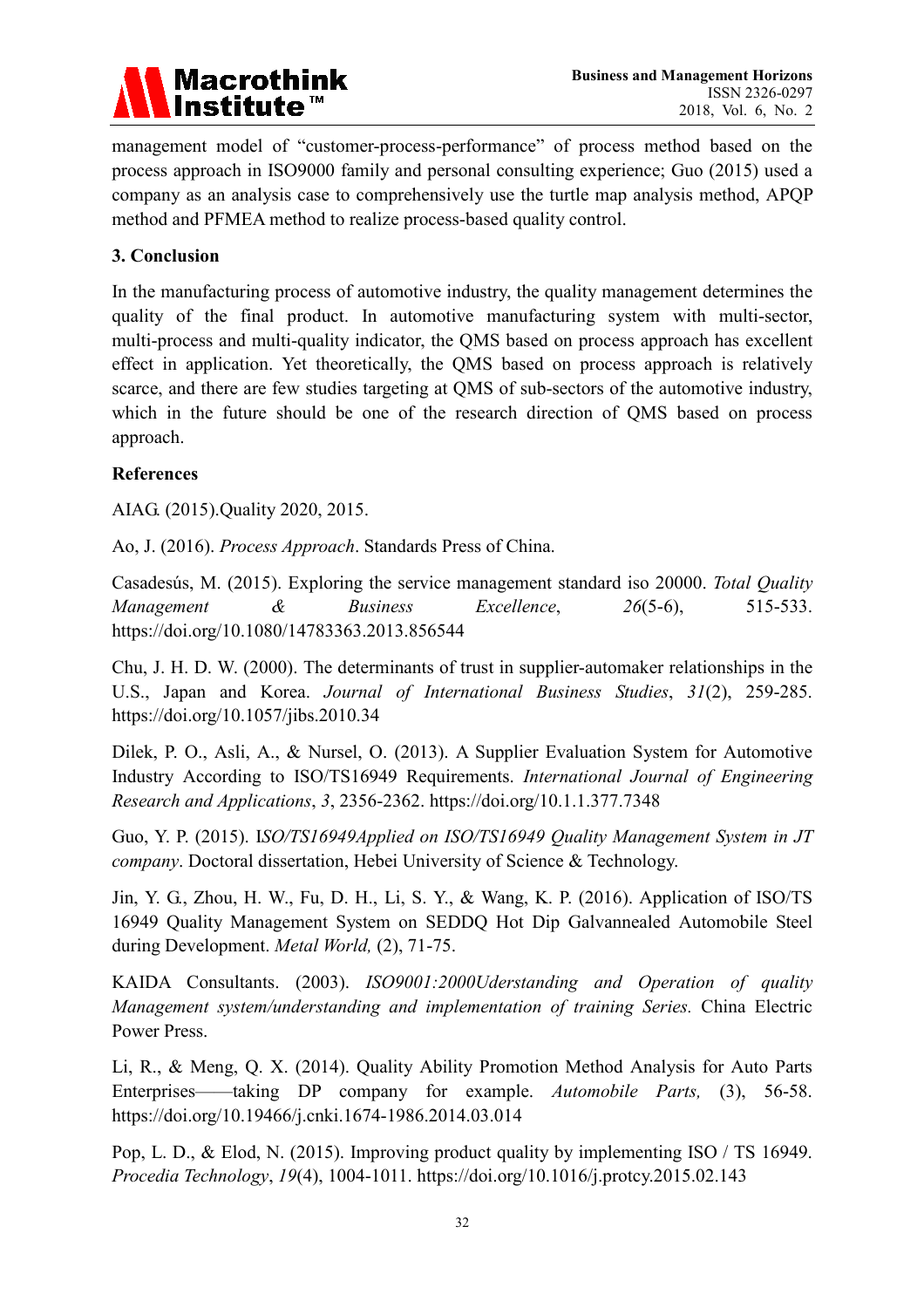management model of "customer-process-performance" of process method based on the process approach in ISO9000 family and personal consulting experience; Guo (2015) used a company as an analysis case to comprehensively use the turtle map analysis method, APQP method and PFMEA method to realize process-based quality control.

## 3. Conclusion

In the manufacturing process of automotive industry, the quality management determines the quality of the final product. In automotive manufacturing system with multi-sector, multi-process and multi-quality indicator, the QMS based on process approach has excellent effect in application. Yet theoretically, the QMS based on process approach is relatively scarce, and there are few studies targeting at QMS of sub-sectors of the automotive industry, which in the future should be one of the research direction of QMS based on process approach.

## References

AIAG. (2015).Quality 2020, 2015.

Ao, J. (2016). *Process Approach*. Standards Press of China.

Casadesús, M. (2015). Exploring the service management standard iso 20000. *Total Quality Management & Business Excellence*, *26*(5-6), 515-533. https://doi.org/10.1080/14783363.2013.856544

Chu, J. H. D. W. (2000). The determinants of trust in supplier-automaker relationships in the U.S., Japan and Korea. *Journal of International Business Studies*, *31*(2), 259-285. https://doi.org/10.1057/jibs.2010.34

Dilek, P. O., Asli, A., & Nursel, O. (2013). A Supplier Evaluation System for Automotive Industry According to ISO/TS16949 Requirements. *International Journal of Engineering Research and Applications*, *3*, 2356-2362. https://doi.org/10.1.1.377.7348

Guo, Y. P. (2015). I*SO/TS16949Applied on ISO/TS16949 Quality Management System in JT company*. Doctoral dissertation, Hebei University of Science & Technology.

Jin, Y. G., Zhou, H. W., Fu, D. H., Li, S. Y., & Wang, K. P. (2016). Application of ISO/TS 16949 Quality Management System on SEDDQ Hot Dip Galvannealed Automobile Steel during Development. *Metal World,* (2), 71-75.

KAIDA Consultants. (2003). *ISO9001:2000Uderstanding and Operation of quality Management system/understanding and implementation of training Series.* China Electric Power Press.

Li, R., & Meng, Q. X. (2014). Quality Ability Promotion Method Analysis for Auto Parts Enterprises——taking DP company for example. *Automobile Parts,* (3), 56-58. https://doi.org/10.19466/j.cnki.1674-1986.2014.03.014

Pop, L. D., & Elod, N. (2015). Improving product quality by implementing ISO / TS 16949. *Procedia Technology*, *19*(4), 1004-1011. https://doi.org/10.1016/j.protcy.2015.02.143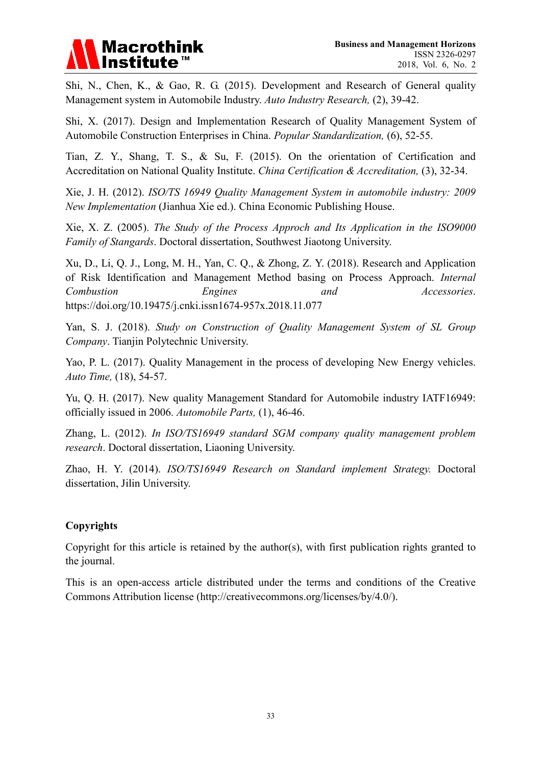Shi, N., Chen, K., & Gao, R. G. (2015). Development and Research of General quality Management system in Automobile Industry. *Auto Industry Research,* (2), 39-42.

Shi, X. (2017). Design and Implementation Research of Quality Management System of Automobile Construction Enterprises in China. *Popular Standardization,* (6), 52-55.

Tian, Z. Y., Shang, T. S., & Su, F. (2015). On the orientation of Certification and Accreditation on National Quality Institute. *China Certification & Accreditation,* (3), 32-34.

Xie, J. H. (2012). *ISO/TS 16949 Quality Management System in automobile industry: 2009 New Implementation* (Jianhua Xie ed.). China Economic Publishing House.

Xie, X. Z. (2005). *The Study of the Process Approch and Its Application in the ISO9000 Family of Stangards*. Doctoral dissertation, Southwest Jiaotong University.

Xu, D., Li, Q. J., Long, M. H., Yan, C. Q., & Zhong, Z. Y. (2018). Research and Application of Risk Identification and Management Method basing on Process Approach. *Internal Combustion Engines and Accessories*. https://doi.org/10.19475/j.cnki.issn1674-957x.2018.11.077

Yan, S. J. (2018). *Study on Construction of Quality Management System of SL Group Company*. Tianjin Polytechnic University.

Yao, P. L. (2017). Quality Management in the process of developing New Energy vehicles. *Auto Time,* (18), 54-57.

Yu, Q. H. (2017). New quality Management Standard for Automobile industry IATF16949: officially issued in 2006. *Automobile Parts,* (1), 46-46.

Zhang, L. (2012). *In ISO/TS16949 standard SGM company quality management problem research*. Doctoral dissertation, Liaoning University.

Zhao, H. Y. (2014). *ISO/TS16949 Research on Standard implement Strategy.* Doctoral dissertation, Jilin University.

## Copyrights

Copyright for this article is retained by the author(s), with first publication rights granted to the journal.

This is an open-access article distributed under the terms and conditions of the Creative Commons Attribution license (http://creativecommons.org/licenses/by/4.0/).